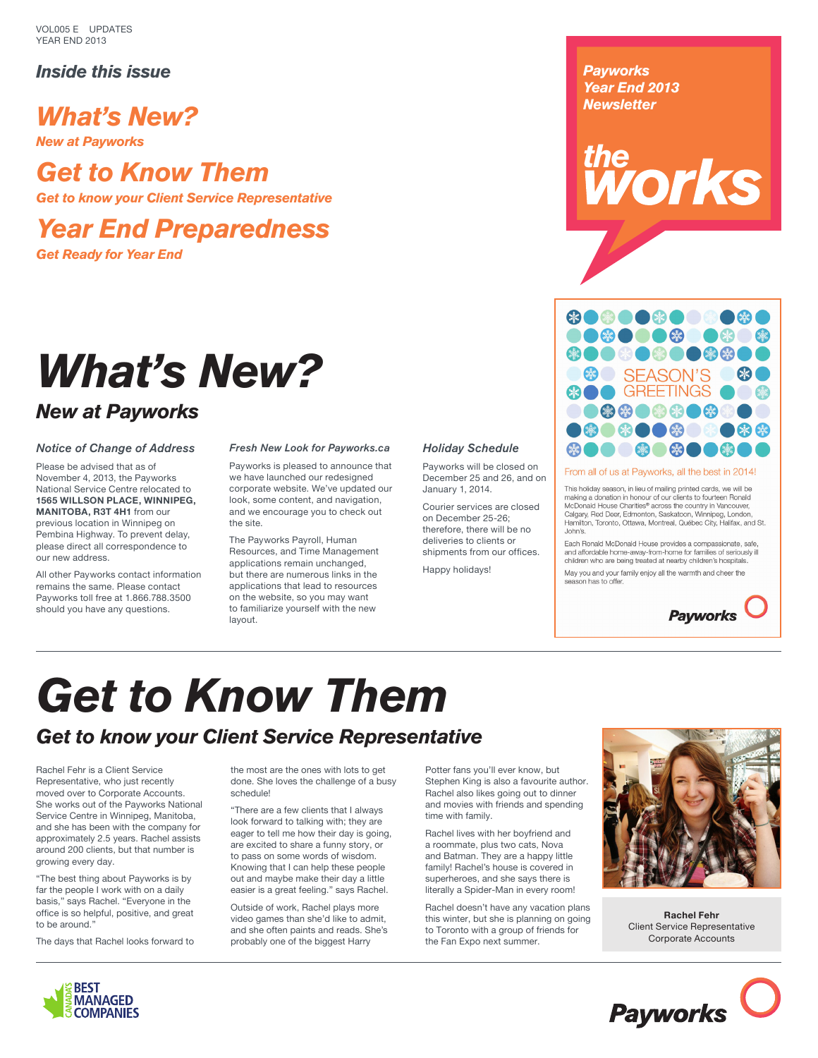VOL005 E UPDATES
YEAR END 2013

### Inside this issue

**What's New?**
*New at Payworks*

**Get to Know Them**
*Get to know your Client Service Representative*

**Year End Preparedness**
*Get Ready for Year End*

**Payworks Year End 2013 Newsletter**

**the works**

# What's New?

## New at Payworks

### Notice of Change of Address

Please be advised that as of November 4, 2013, the Payworks National Service Centre relocated to **1565 WILLSON PLACE, WINNIPEG, MANITOBA, R3T 4H1** from our previous location in Winnipeg on Pembina Highway. To prevent delay, please direct all correspondence to our new address.

All other Payworks contact information remains the same. Please contact Payworks toll free at 1.866.788.3500 should you have any questions.

### Fresh New Look for Payworks.ca

Payworks is pleased to announce that we have launched our redesigned corporate website. We've updated our look, some content, and navigation, and we encourage you to check out the site.

The Payworks Payroll, Human Resources, and Time Management applications remain unchanged, but there are numerous links in the applications that lead to resources on the website, so you may want to familiarize yourself with the new layout.

### Holiday Schedule

Payworks will be closed on December 25 and 26, and on January 1, 2014.

Courier services are closed on December 25-26; therefore, there will be no deliveries to clients or shipments from our offices.

Happy holidays!

**SEASON'S GREETINGS**

From all of us at Payworks, all the best in 2014!

This holiday season, in lieu of mailing printed cards, we will be making a donation in honour of our clients to fourteen Ronald McDonald House Charities® across the country in Vancouver, Calgary, Red Deer, Edmonton, Saskatoon, Winnipeg, London, Hamilton, Toronto, Ottawa, Montreal, Québec City, Halifax, and St. John's.

Each Ronald McDonald House provides a compassionate, safe, and affordable home-away-from-home for families of seriously ill children who are being treated at nearby children's hospitals.

May you and your family enjoy all the warmth and cheer the season has to offer.

Payworks

# Get to Know Them

## Get to know your Client Service Representative

Rachel Fehr is a Client Service Representative, who just recently moved over to Corporate Accounts. She works out of the Payworks National Service Centre in Winnipeg, Manitoba, and she has been with the company for approximately 2.5 years. Rachel assists around 200 clients, but that number is growing every day.

"The best thing about Payworks is by far the people I work with on a daily basis," says Rachel. "Everyone in the office is so helpful, positive, and great to be around."

The days that Rachel looks forward to the most are the ones with lots to get done. She loves the challenge of a busy schedule!

"There are a few clients that I always look forward to talking with; they are eager to tell me how their day is going, are excited to share a funny story, or to pass on some words of wisdom. Knowing that I can help these people out and maybe make their day a little easier is a great feeling." says Rachel.

Outside of work, Rachel plays more video games than she'd like to admit, and she often paints and reads. She's probably one of the biggest Harry Potter fans you'll ever know, but Stephen King is also a favourite author. Rachel also likes going out to dinner and movies with friends and spending time with family.

Rachel lives with her boyfriend and a roommate, plus two cats, Nova and Batman. They are a happy little family! Rachel's house is covered in superheroes, and she says there is literally a Spider-Man in every room!

Rachel doesn't have any vacation plans this winter, but she is planning on going to Toronto with a group of friends for the Fan Expo next summer.

**Rachel Fehr**
Client Service Representative
Corporate Accounts

CANADA'S BEST MANAGED COMPANIES

Payworks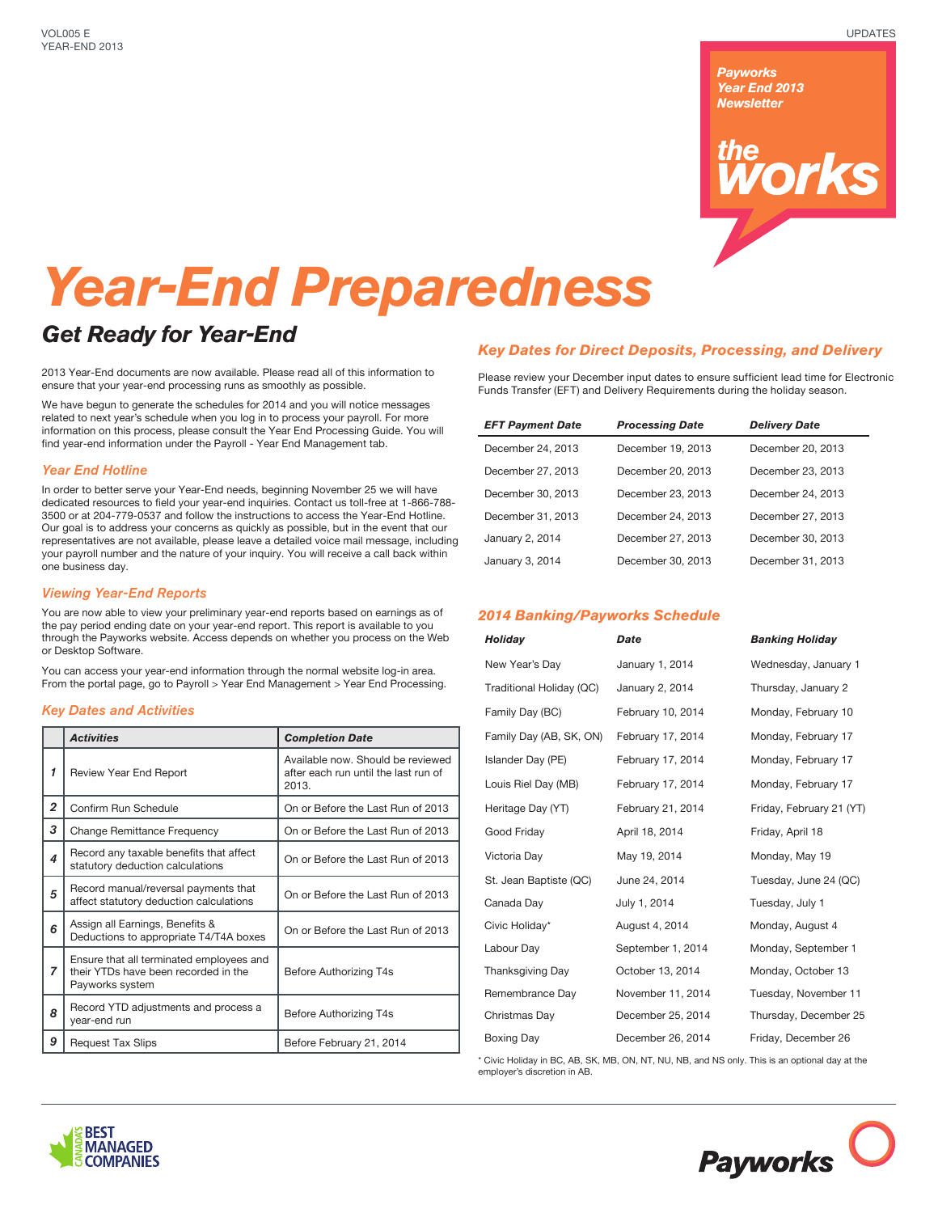VOL005 E
YEAR-END 2013

UPDATES

*Payworks Year End 2013 Newsletter*

**the works**

# Year-End Preparedness

## Get Ready for Year-End

2013 Year-End documents are now available. Please read all of this information to ensure that your year-end processing runs as smoothly as possible.

We have begun to generate the schedules for 2014 and you will notice messages related to next year's schedule when you log in to process your payroll. For more information on this process, please consult the Year End Processing Guide. You will find year-end information under the Payroll - Year End Management tab.

### Year End Hotline

In order to better serve your Year-End needs, beginning November 25 we will have dedicated resources to field your year-end inquiries. Contact us toll-free at 1-866-788-3500 or at 204-779-0537 and follow the instructions to access the Year-End Hotline. Our goal is to address your concerns as quickly as possible, but in the event that our representatives are not available, please leave a detailed voice mail message, including your payroll number and the nature of your inquiry. You will receive a call back within one business day.

### Viewing Year-End Reports

You are now able to view your preliminary year-end reports based on earnings as of the pay period ending date on your year-end report. This report is available to you through the Payworks website. Access depends on whether you process on the Web or Desktop Software.

You can access your year-end information through the normal website log-in area. From the portal page, go to Payroll > Year End Management > Year End Processing.

### Key Dates and Activities

| | Activities | Completion Date |
|---|---|---|
| 1 | Review Year End Report | Available now. Should be reviewed after each run until the last run of 2013. |
| 2 | Confirm Run Schedule | On or Before the Last Run of 2013 |
| 3 | Change Remittance Frequency | On or Before the Last Run of 2013 |
| 4 | Record any taxable benefits that affect statutory deduction calculations | On or Before the Last Run of 2013 |
| 5 | Record manual/reversal payments that affect statutory deduction calculations | On or Before the Last Run of 2013 |
| 6 | Assign all Earnings, Benefits & Deductions to appropriate T4/T4A boxes | On or Before the Last Run of 2013 |
| 7 | Ensure that all terminated employees and their YTDs have been recorded in the Payworks system | Before Authorizing T4s |
| 8 | Record YTD adjustments and process a year-end run | Before Authorizing T4s |
| 9 | Request Tax Slips | Before February 21, 2014 |

### Key Dates for Direct Deposits, Processing, and Delivery

Please review your December input dates to ensure sufficient lead time for Electronic Funds Transfer (EFT) and Delivery Requirements during the holiday season.

| EFT Payment Date | Processing Date | Delivery Date |
|---|---|---|
| December 24, 2013 | December 19, 2013 | December 20, 2013 |
| December 27, 2013 | December 20, 2013 | December 23, 2013 |
| December 30, 2013 | December 23, 2013 | December 24, 2013 |
| December 31, 2013 | December 24, 2013 | December 27, 2013 |
| January 2, 2014 | December 27, 2013 | December 30, 2013 |
| January 3, 2014 | December 30, 2013 | December 31, 2013 |

### 2014 Banking/Payworks Schedule

| Holiday | Date | Banking Holiday |
|---|---|---|
| New Year's Day | January 1, 2014 | Wednesday, January 1 |
| Traditional Holiday (QC) | January 2, 2014 | Thursday, January 2 |
| Family Day (BC) | February 10, 2014 | Monday, February 10 |
| Family Day (AB, SK, ON) | February 17, 2014 | Monday, February 17 |
| Islander Day (PE) | February 17, 2014 | Monday, February 17 |
| Louis Riel Day (MB) | February 17, 2014 | Monday, February 17 |
| Heritage Day (YT) | February 21, 2014 | Friday, February 21 (YT) |
| Good Friday | April 18, 2014 | Friday, April 18 |
| Victoria Day | May 19, 2014 | Monday, May 19 |
| St. Jean Baptiste (QC) | June 24, 2014 | Tuesday, June 24 (QC) |
| Canada Day | July 1, 2014 | Tuesday, July 1 |
| Civic Holiday* | August 4, 2014 | Monday, August 4 |
| Labour Day | September 1, 2014 | Monday, September 1 |
| Thanksgiving Day | October 13, 2014 | Monday, October 13 |
| Remembrance Day | November 11, 2014 | Tuesday, November 11 |
| Christmas Day | December 25, 2014 | Thursday, December 25 |
| Boxing Day | December 26, 2014 | Friday, December 26 |

* Civic Holiday in BC, AB, SK, MB, ON, NT, NU, NB, and NS only. This is an optional day at the employer's discretion in AB.

CANADA'S BEST MANAGED COMPANIES

Payworks